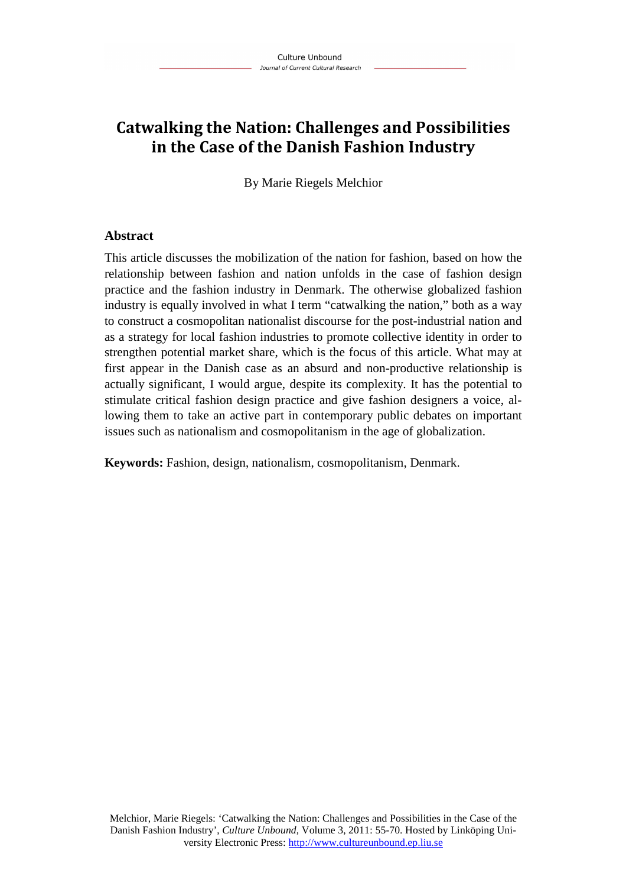# Catwalking the Nation: Challenges and Possibilities in the Case of the Danish Fashion Industry

By Marie Riegels Melchior

## Abstract

This article discusses the mobilization of the nation for fashion, based on how the relationship between fashion and nation unfolds in the case of fashion design practice and the fashion industry in Denmark. The otherwise globalized fashion industry is equally involved in what I term "catwalking the nation," both as a way to construct a cosmopolitan nationalist discourse for the post-industrial nation and as a strategy for local fashion industries to promote collective identity in order to strengthen potential market share, which is the focus of this article. What may at first appear in the Danish case as an absurd and non-productive relationship is actually significant, I would argue, despite its complexity. It has the potential to stimulate critical fashion design practice and give fashion designers a voice, allowing them to take an active part in contemporary public debates on important issues such as nationalism and cosmopolitanism in the age of globalization.

**Keywords:** Fashion, design, nationalism, cosmopolitanism, Denmark.

Melchior, Marie Riegels: 'Catwalking the Nation: Challenges and Possibilities in the Case of the Danish Fashion Industry', *Culture Unbound*, Volume 3, 2011: 55-70. Hosted by Linköping University Electronic Press: http://www.cultureunbound.ep.liu.se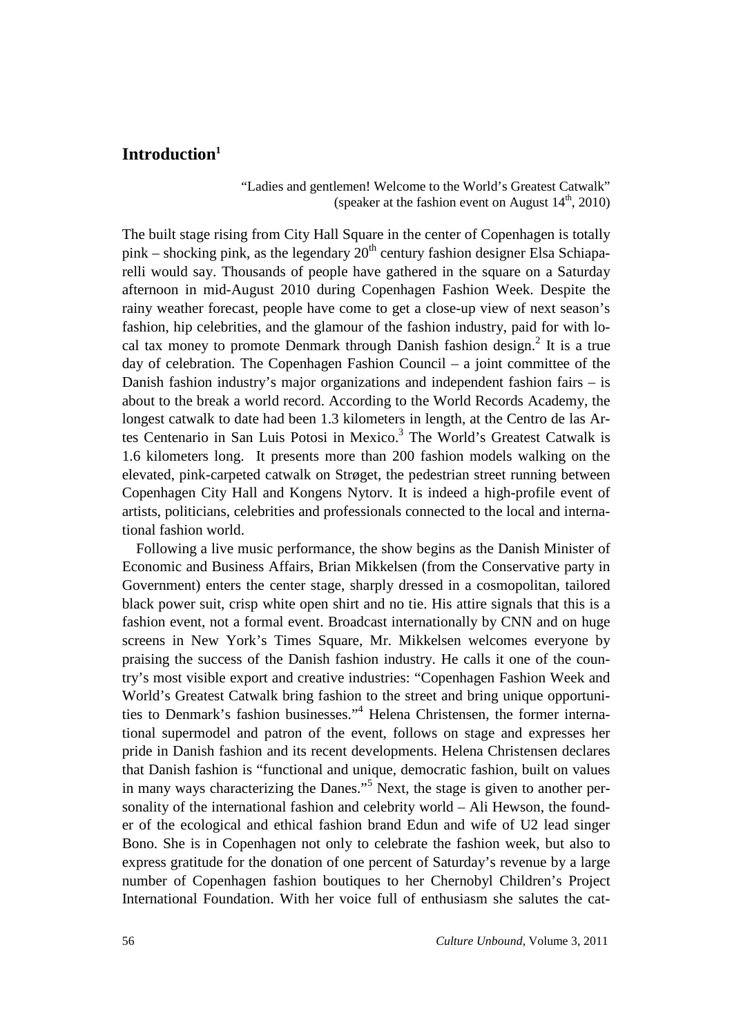## Introduction[1]

> "Ladies and gentlemen! Welcome to the World's Greatest Catwalk"
> (speaker at the fashion event on August 14th, 2010)

The built stage rising from City Hall Square in the center of Copenhagen is totally pink – shocking pink, as the legendary 20th century fashion designer Elsa Schiaparelli would say. Thousands of people have gathered in the square on a Saturday afternoon in mid-August 2010 during Copenhagen Fashion Week. Despite the rainy weather forecast, people have come to get a close-up view of next season's fashion, hip celebrities, and the glamour of the fashion industry, paid for with local tax money to promote Denmark through Danish fashion design.[2] It is a true day of celebration. The Copenhagen Fashion Council – a joint committee of the Danish fashion industry's major organizations and independent fashion fairs – is about to the break a world record. According to the World Records Academy, the longest catwalk to date had been 1.3 kilometers in length, at the Centro de las Artes Centenario in San Luis Potosi in Mexico.[3] The World's Greatest Catwalk is 1.6 kilometers long. It presents more than 200 fashion models walking on the elevated, pink-carpeted catwalk on Strøget, the pedestrian street running between Copenhagen City Hall and Kongens Nytorv. It is indeed a high-profile event of artists, politicians, celebrities and professionals connected to the local and international fashion world.

Following a live music performance, the show begins as the Danish Minister of Economic and Business Affairs, Brian Mikkelsen (from the Conservative party in Government) enters the center stage, sharply dressed in a cosmopolitan, tailored black power suit, crisp white open shirt and no tie. His attire signals that this is a fashion event, not a formal event. Broadcast internationally by CNN and on huge screens in New York's Times Square, Mr. Mikkelsen welcomes everyone by praising the success of the Danish fashion industry. He calls it one of the country's most visible export and creative industries: "Copenhagen Fashion Week and World's Greatest Catwalk bring fashion to the street and bring unique opportunities to Denmark's fashion businesses."[4] Helena Christensen, the former international supermodel and patron of the event, follows on stage and expresses her pride in Danish fashion and its recent developments. Helena Christensen declares that Danish fashion is "functional and unique, democratic fashion, built on values in many ways characterizing the Danes."[5] Next, the stage is given to another personality of the international fashion and celebrity world – Ali Hewson, the founder of the ecological and ethical fashion brand Edun and wife of U2 lead singer Bono. She is in Copenhagen not only to celebrate the fashion week, but also to express gratitude for the donation of one percent of Saturday's revenue by a large number of Copenhagen fashion boutiques to her Chernobyl Children's Project International Foundation. With her voice full of enthusiasm she salutes the cat-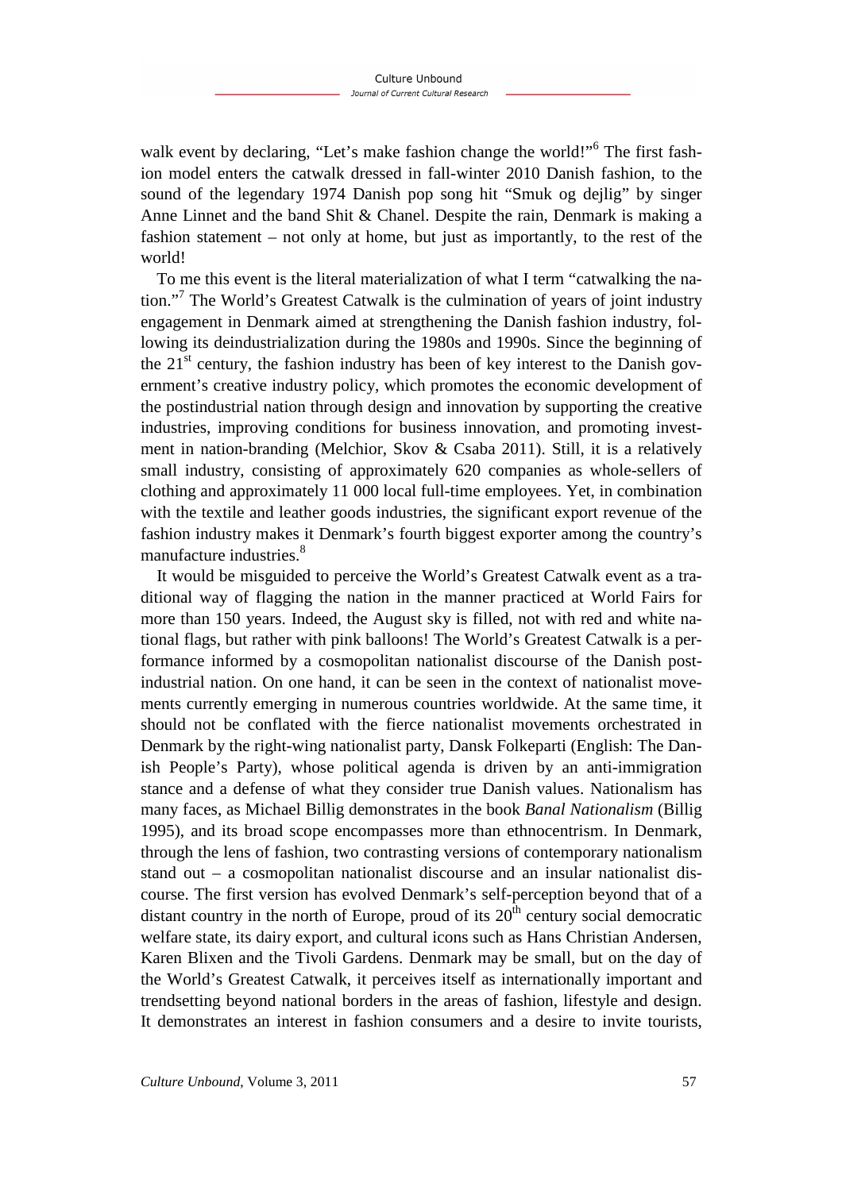walk event by declaring, "Let's make fashion change the world!"[6] The first fashion model enters the catwalk dressed in fall-winter 2010 Danish fashion, to the sound of the legendary 1974 Danish pop song hit "Smuk og dejlig" by singer Anne Linnet and the band Shit & Chanel. Despite the rain, Denmark is making a fashion statement – not only at home, but just as importantly, to the rest of the world!

To me this event is the literal materialization of what I term "catwalking the nation."[7] The World's Greatest Catwalk is the culmination of years of joint industry engagement in Denmark aimed at strengthening the Danish fashion industry, following its deindustrialization during the 1980s and 1990s. Since the beginning of the 21st century, the fashion industry has been of key interest to the Danish government's creative industry policy, which promotes the economic development of the postindustrial nation through design and innovation by supporting the creative industries, improving conditions for business innovation, and promoting investment in nation-branding (Melchior, Skov & Csaba 2011). Still, it is a relatively small industry, consisting of approximately 620 companies as whole-sellers of clothing and approximately 11 000 local full-time employees. Yet, in combination with the textile and leather goods industries, the significant export revenue of the fashion industry makes it Denmark's fourth biggest exporter among the country's manufacture industries.[8]

It would be misguided to perceive the World's Greatest Catwalk event as a traditional way of flagging the nation in the manner practiced at World Fairs for more than 150 years. Indeed, the August sky is filled, not with red and white national flags, but rather with pink balloons! The World's Greatest Catwalk is a performance informed by a cosmopolitan nationalist discourse of the Danish postindustrial nation. On one hand, it can be seen in the context of nationalist movements currently emerging in numerous countries worldwide. At the same time, it should not be conflated with the fierce nationalist movements orchestrated in Denmark by the right-wing nationalist party, Dansk Folkeparti (English: The Danish People's Party), whose political agenda is driven by an anti-immigration stance and a defense of what they consider true Danish values. Nationalism has many faces, as Michael Billig demonstrates in the book *Banal Nationalism* (Billig 1995), and its broad scope encompasses more than ethnocentrism. In Denmark, through the lens of fashion, two contrasting versions of contemporary nationalism stand out – a cosmopolitan nationalist discourse and an insular nationalist discourse. The first version has evolved Denmark's self-perception beyond that of a distant country in the north of Europe, proud of its 20th century social democratic welfare state, its dairy export, and cultural icons such as Hans Christian Andersen, Karen Blixen and the Tivoli Gardens. Denmark may be small, but on the day of the World's Greatest Catwalk, it perceives itself as internationally important and trendsetting beyond national borders in the areas of fashion, lifestyle and design. It demonstrates an interest in fashion consumers and a desire to invite tourists,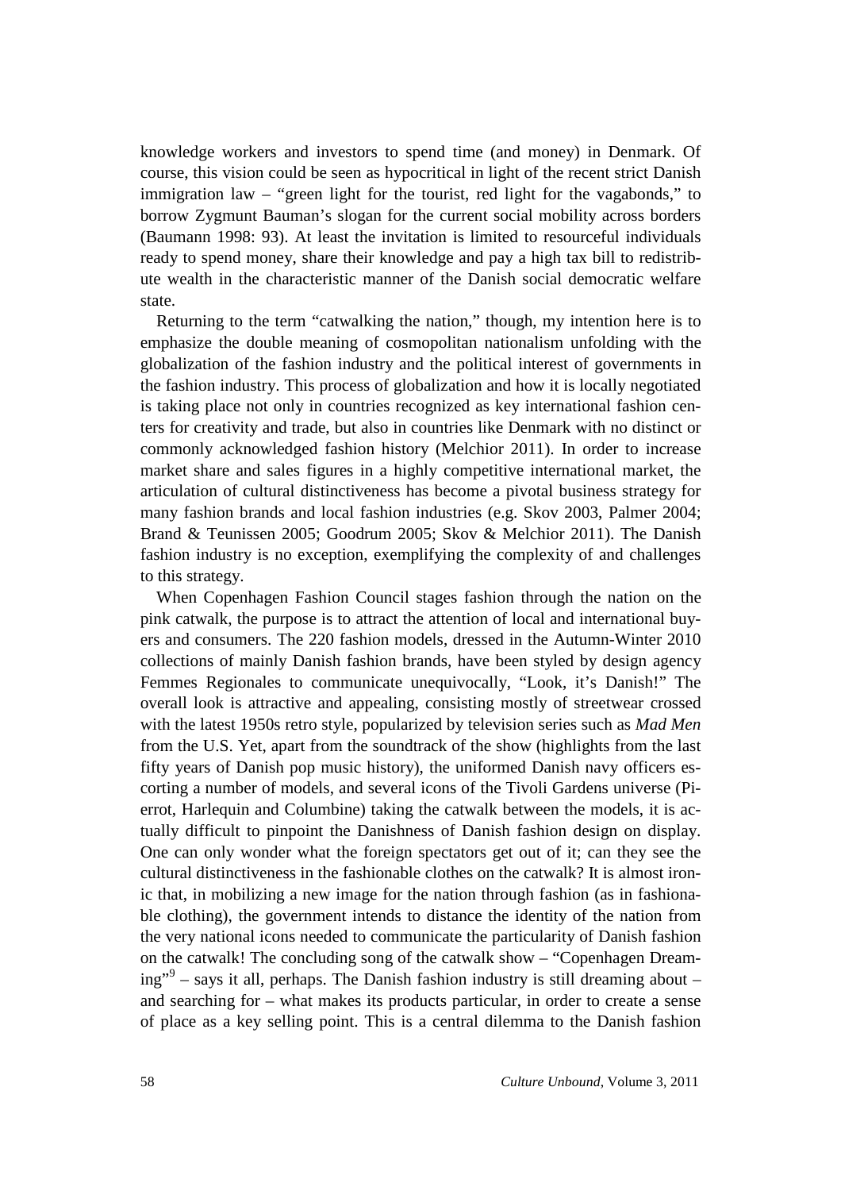knowledge workers and investors to spend time (and money) in Denmark. Of course, this vision could be seen as hypocritical in light of the recent strict Danish immigration law – "green light for the tourist, red light for the vagabonds," to borrow Zygmunt Bauman's slogan for the current social mobility across borders (Baumann 1998: 93). At least the invitation is limited to resourceful individuals ready to spend money, share their knowledge and pay a high tax bill to redistribute wealth in the characteristic manner of the Danish social democratic welfare state.

Returning to the term "catwalking the nation," though, my intention here is to emphasize the double meaning of cosmopolitan nationalism unfolding with the globalization of the fashion industry and the political interest of governments in the fashion industry. This process of globalization and how it is locally negotiated is taking place not only in countries recognized as key international fashion centers for creativity and trade, but also in countries like Denmark with no distinct or commonly acknowledged fashion history (Melchior 2011). In order to increase market share and sales figures in a highly competitive international market, the articulation of cultural distinctiveness has become a pivotal business strategy for many fashion brands and local fashion industries (e.g. Skov 2003, Palmer 2004; Brand & Teunissen 2005; Goodrum 2005; Skov & Melchior 2011). The Danish fashion industry is no exception, exemplifying the complexity of and challenges to this strategy.

When Copenhagen Fashion Council stages fashion through the nation on the pink catwalk, the purpose is to attract the attention of local and international buyers and consumers. The 220 fashion models, dressed in the Autumn-Winter 2010 collections of mainly Danish fashion brands, have been styled by design agency Femmes Regionales to communicate unequivocally, "Look, it's Danish!" The overall look is attractive and appealing, consisting mostly of streetwear crossed with the latest 1950s retro style, popularized by television series such as *Mad Men* from the U.S. Yet, apart from the soundtrack of the show (highlights from the last fifty years of Danish pop music history), the uniformed Danish navy officers escorting a number of models, and several icons of the Tivoli Gardens universe (Pierrot, Harlequin and Columbine) taking the catwalk between the models, it is actually difficult to pinpoint the Danishness of Danish fashion design on display. One can only wonder what the foreign spectators get out of it; can they see the cultural distinctiveness in the fashionable clothes on the catwalk? It is almost ironic that, in mobilizing a new image for the nation through fashion (as in fashionable clothing), the government intends to distance the identity of the nation from the very national icons needed to communicate the particularity of Danish fashion on the catwalk! The concluding song of the catwalk show – "Copenhagen Dreaming"[9] – says it all, perhaps. The Danish fashion industry is still dreaming about – and searching for – what makes its products particular, in order to create a sense of place as a key selling point. This is a central dilemma to the Danish fashion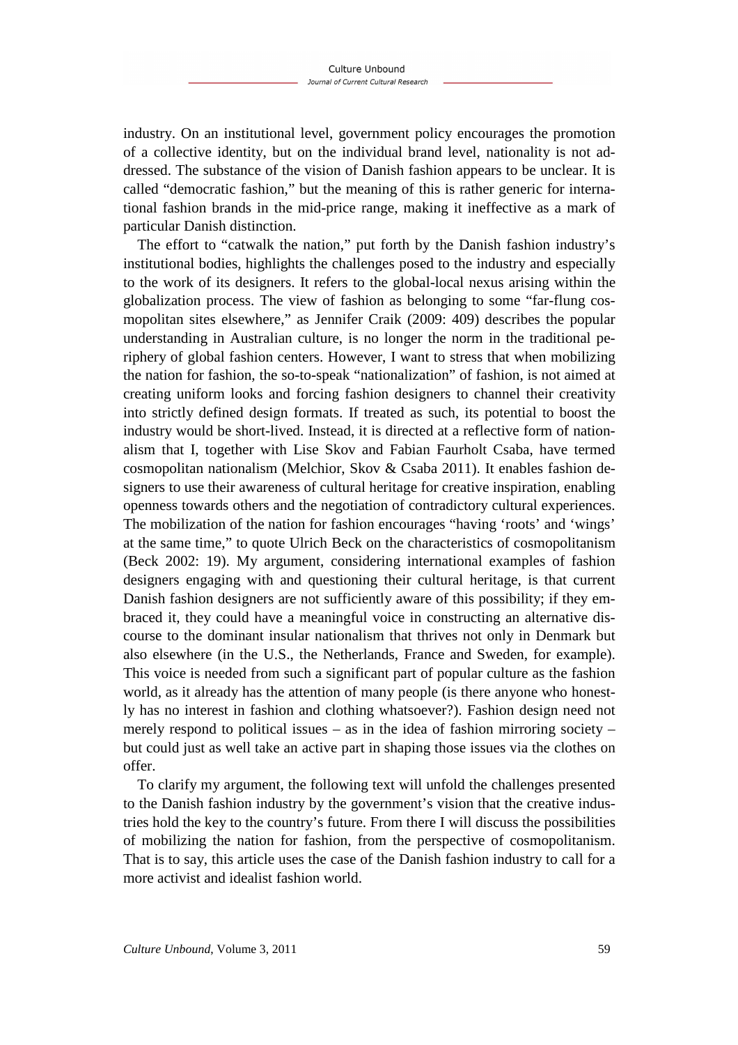industry. On an institutional level, government policy encourages the promotion of a collective identity, but on the individual brand level, nationality is not addressed. The substance of the vision of Danish fashion appears to be unclear. It is called "democratic fashion," but the meaning of this is rather generic for international fashion brands in the mid-price range, making it ineffective as a mark of particular Danish distinction.

The effort to "catwalk the nation," put forth by the Danish fashion industry's institutional bodies, highlights the challenges posed to the industry and especially to the work of its designers. It refers to the global-local nexus arising within the globalization process. The view of fashion as belonging to some "far-flung cosmopolitan sites elsewhere," as Jennifer Craik (2009: 409) describes the popular understanding in Australian culture, is no longer the norm in the traditional periphery of global fashion centers. However, I want to stress that when mobilizing the nation for fashion, the so-to-speak "nationalization" of fashion, is not aimed at creating uniform looks and forcing fashion designers to channel their creativity into strictly defined design formats. If treated as such, its potential to boost the industry would be short-lived. Instead, it is directed at a reflective form of nationalism that I, together with Lise Skov and Fabian Faurholt Csaba, have termed cosmopolitan nationalism (Melchior, Skov & Csaba 2011). It enables fashion designers to use their awareness of cultural heritage for creative inspiration, enabling openness towards others and the negotiation of contradictory cultural experiences. The mobilization of the nation for fashion encourages "having 'roots' and 'wings' at the same time," to quote Ulrich Beck on the characteristics of cosmopolitanism (Beck 2002: 19). My argument, considering international examples of fashion designers engaging with and questioning their cultural heritage, is that current Danish fashion designers are not sufficiently aware of this possibility; if they embraced it, they could have a meaningful voice in constructing an alternative discourse to the dominant insular nationalism that thrives not only in Denmark but also elsewhere (in the U.S., the Netherlands, France and Sweden, for example). This voice is needed from such a significant part of popular culture as the fashion world, as it already has the attention of many people (is there anyone who honestly has no interest in fashion and clothing whatsoever?). Fashion design need not merely respond to political issues – as in the idea of fashion mirroring society – but could just as well take an active part in shaping those issues via the clothes on offer.

To clarify my argument, the following text will unfold the challenges presented to the Danish fashion industry by the government's vision that the creative industries hold the key to the country's future. From there I will discuss the possibilities of mobilizing the nation for fashion, from the perspective of cosmopolitanism. That is to say, this article uses the case of the Danish fashion industry to call for a more activist and idealist fashion world.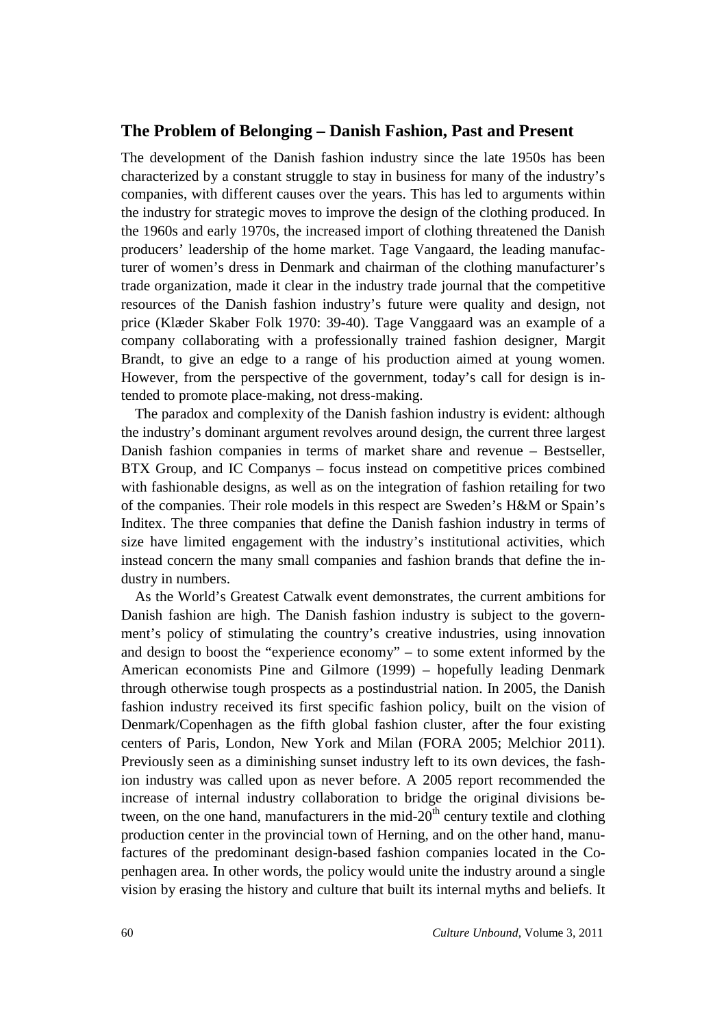## The Problem of Belonging – Danish Fashion, Past and Present

The development of the Danish fashion industry since the late 1950s has been characterized by a constant struggle to stay in business for many of the industry's companies, with different causes over the years. This has led to arguments within the industry for strategic moves to improve the design of the clothing produced. In the 1960s and early 1970s, the increased import of clothing threatened the Danish producers' leadership of the home market. Tage Vangaard, the leading manufacturer of women's dress in Denmark and chairman of the clothing manufacturer's trade organization, made it clear in the industry trade journal that the competitive resources of the Danish fashion industry's future were quality and design, not price (Klæder Skaber Folk 1970: 39-40). Tage Vanggaard was an example of a company collaborating with a professionally trained fashion designer, Margit Brandt, to give an edge to a range of his production aimed at young women. However, from the perspective of the government, today's call for design is intended to promote place-making, not dress-making.

The paradox and complexity of the Danish fashion industry is evident: although the industry's dominant argument revolves around design, the current three largest Danish fashion companies in terms of market share and revenue – Bestseller, BTX Group, and IC Companys – focus instead on competitive prices combined with fashionable designs, as well as on the integration of fashion retailing for two of the companies. Their role models in this respect are Sweden's H&M or Spain's Inditex. The three companies that define the Danish fashion industry in terms of size have limited engagement with the industry's institutional activities, which instead concern the many small companies and fashion brands that define the industry in numbers.

As the World's Greatest Catwalk event demonstrates, the current ambitions for Danish fashion are high. The Danish fashion industry is subject to the government's policy of stimulating the country's creative industries, using innovation and design to boost the "experience economy" – to some extent informed by the American economists Pine and Gilmore (1999) – hopefully leading Denmark through otherwise tough prospects as a postindustrial nation. In 2005, the Danish fashion industry received its first specific fashion policy, built on the vision of Denmark/Copenhagen as the fifth global fashion cluster, after the four existing centers of Paris, London, New York and Milan (FORA 2005; Melchior 2011). Previously seen as a diminishing sunset industry left to its own devices, the fashion industry was called upon as never before. A 2005 report recommended the increase of internal industry collaboration to bridge the original divisions between, on the one hand, manufacturers in the mid-20th century textile and clothing production center in the provincial town of Herning, and on the other hand, manufactures of the predominant design-based fashion companies located in the Copenhagen area. In other words, the policy would unite the industry around a single vision by erasing the history and culture that built its internal myths and beliefs. It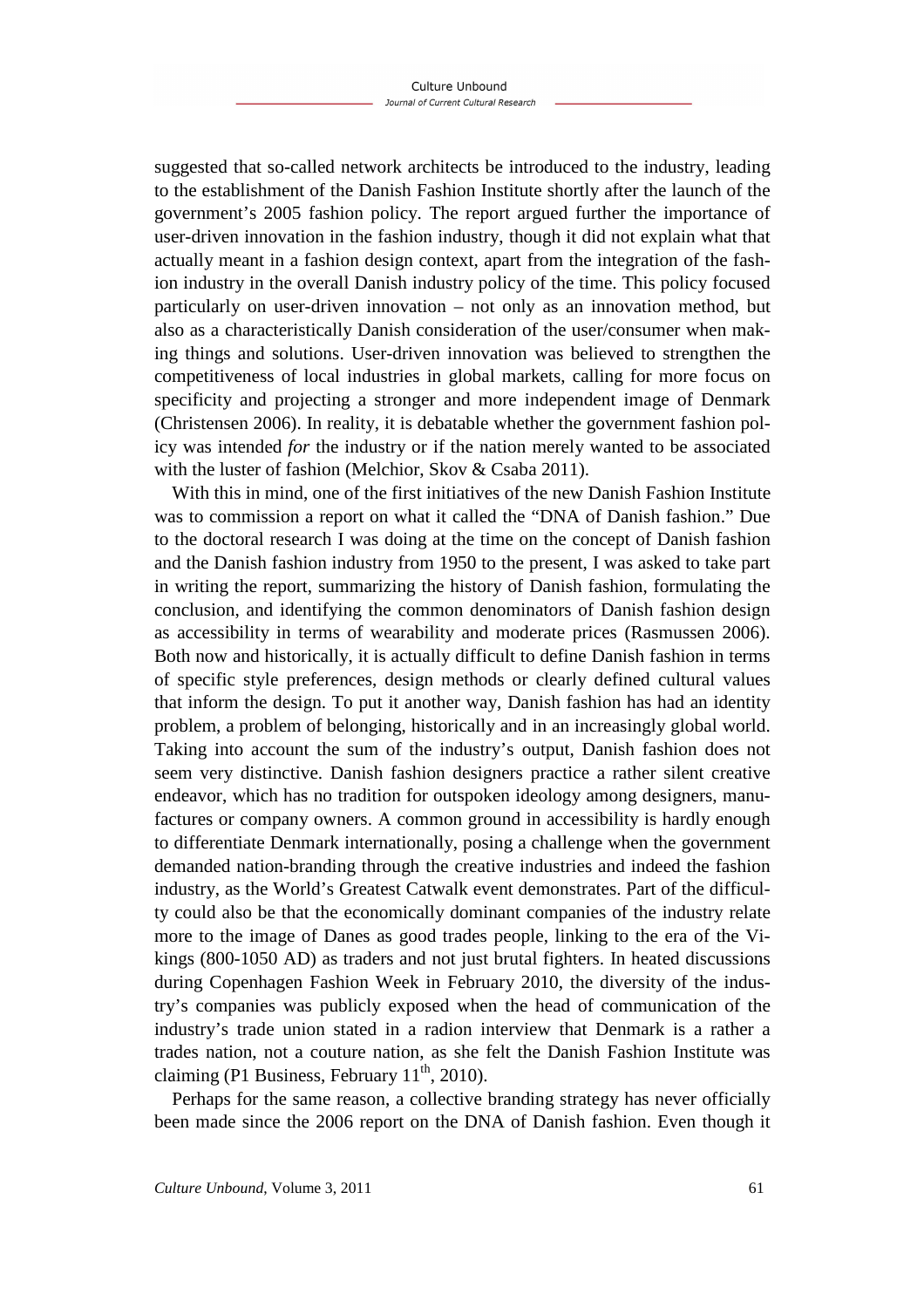suggested that so-called network architects be introduced to the industry, leading to the establishment of the Danish Fashion Institute shortly after the launch of the government's 2005 fashion policy. The report argued further the importance of user-driven innovation in the fashion industry, though it did not explain what that actually meant in a fashion design context, apart from the integration of the fashion industry in the overall Danish industry policy of the time. This policy focused particularly on user-driven innovation – not only as an innovation method, but also as a characteristically Danish consideration of the user/consumer when making things and solutions. User-driven innovation was believed to strengthen the competitiveness of local industries in global markets, calling for more focus on specificity and projecting a stronger and more independent image of Denmark (Christensen 2006). In reality, it is debatable whether the government fashion policy was intended *for* the industry or if the nation merely wanted to be associated with the luster of fashion (Melchior, Skov & Csaba 2011).

With this in mind, one of the first initiatives of the new Danish Fashion Institute was to commission a report on what it called the "DNA of Danish fashion." Due to the doctoral research I was doing at the time on the concept of Danish fashion and the Danish fashion industry from 1950 to the present, I was asked to take part in writing the report, summarizing the history of Danish fashion, formulating the conclusion, and identifying the common denominators of Danish fashion design as accessibility in terms of wearability and moderate prices (Rasmussen 2006). Both now and historically, it is actually difficult to define Danish fashion in terms of specific style preferences, design methods or clearly defined cultural values that inform the design. To put it another way, Danish fashion has had an identity problem, a problem of belonging, historically and in an increasingly global world. Taking into account the sum of the industry's output, Danish fashion does not seem very distinctive. Danish fashion designers practice a rather silent creative endeavor, which has no tradition for outspoken ideology among designers, manufactures or company owners. A common ground in accessibility is hardly enough to differentiate Denmark internationally, posing a challenge when the government demanded nation-branding through the creative industries and indeed the fashion industry, as the World's Greatest Catwalk event demonstrates. Part of the difficulty could also be that the economically dominant companies of the industry relate more to the image of Danes as good trades people, linking to the era of the Vikings (800-1050 AD) as traders and not just brutal fighters. In heated discussions during Copenhagen Fashion Week in February 2010, the diversity of the industry's companies was publicly exposed when the head of communication of the industry's trade union stated in a radion interview that Denmark is a rather a trades nation, not a couture nation, as she felt the Danish Fashion Institute was claiming (P1 Business, February 11th, 2010).

Perhaps for the same reason, a collective branding strategy has never officially been made since the 2006 report on the DNA of Danish fashion. Even though it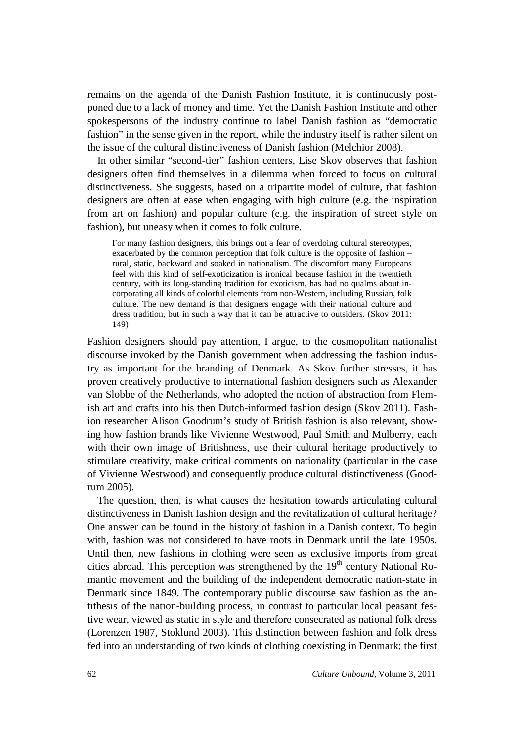remains on the agenda of the Danish Fashion Institute, it is continuously postponed due to a lack of money and time. Yet the Danish Fashion Institute and other spokespersons of the industry continue to label Danish fashion as "democratic fashion" in the sense given in the report, while the industry itself is rather silent on the issue of the cultural distinctiveness of Danish fashion (Melchior 2008).

In other similar "second-tier" fashion centers, Lise Skov observes that fashion designers often find themselves in a dilemma when forced to focus on cultural distinctiveness. She suggests, based on a tripartite model of culture, that fashion designers are often at ease when engaging with high culture (e.g. the inspiration from art on fashion) and popular culture (e.g. the inspiration of street style on fashion), but uneasy when it comes to folk culture.

> For many fashion designers, this brings out a fear of overdoing cultural stereotypes, exacerbated by the common perception that folk culture is the opposite of fashion – rural, static, backward and soaked in nationalism. The discomfort many Europeans feel with this kind of self-exoticization is ironical because fashion in the twentieth century, with its long-standing tradition for exoticism, has had no qualms about incorporating all kinds of colorful elements from non-Western, including Russian, folk culture. The new demand is that designers engage with their national culture and dress tradition, but in such a way that it can be attractive to outsiders. (Skov 2011: 149)

Fashion designers should pay attention, I argue, to the cosmopolitan nationalist discourse invoked by the Danish government when addressing the fashion industry as important for the branding of Denmark. As Skov further stresses, it has proven creatively productive to international fashion designers such as Alexander van Slobbe of the Netherlands, who adopted the notion of abstraction from Flemish art and crafts into his then Dutch-informed fashion design (Skov 2011). Fashion researcher Alison Goodrum's study of British fashion is also relevant, showing how fashion brands like Vivienne Westwood, Paul Smith and Mulberry, each with their own image of Britishness, use their cultural heritage productively to stimulate creativity, make critical comments on nationality (particular in the case of Vivienne Westwood) and consequently produce cultural distinctiveness (Goodrum 2005).

The question, then, is what causes the hesitation towards articulating cultural distinctiveness in Danish fashion design and the revitalization of cultural heritage? One answer can be found in the history of fashion in a Danish context. To begin with, fashion was not considered to have roots in Denmark until the late 1950s. Until then, new fashions in clothing were seen as exclusive imports from great cities abroad. This perception was strengthened by the 19th century National Romantic movement and the building of the independent democratic nation-state in Denmark since 1849. The contemporary public discourse saw fashion as the antithesis of the nation-building process, in contrast to particular local peasant festive wear, viewed as static in style and therefore consecrated as national folk dress (Lorenzen 1987, Stoklund 2003). This distinction between fashion and folk dress fed into an understanding of two kinds of clothing coexisting in Denmark; the first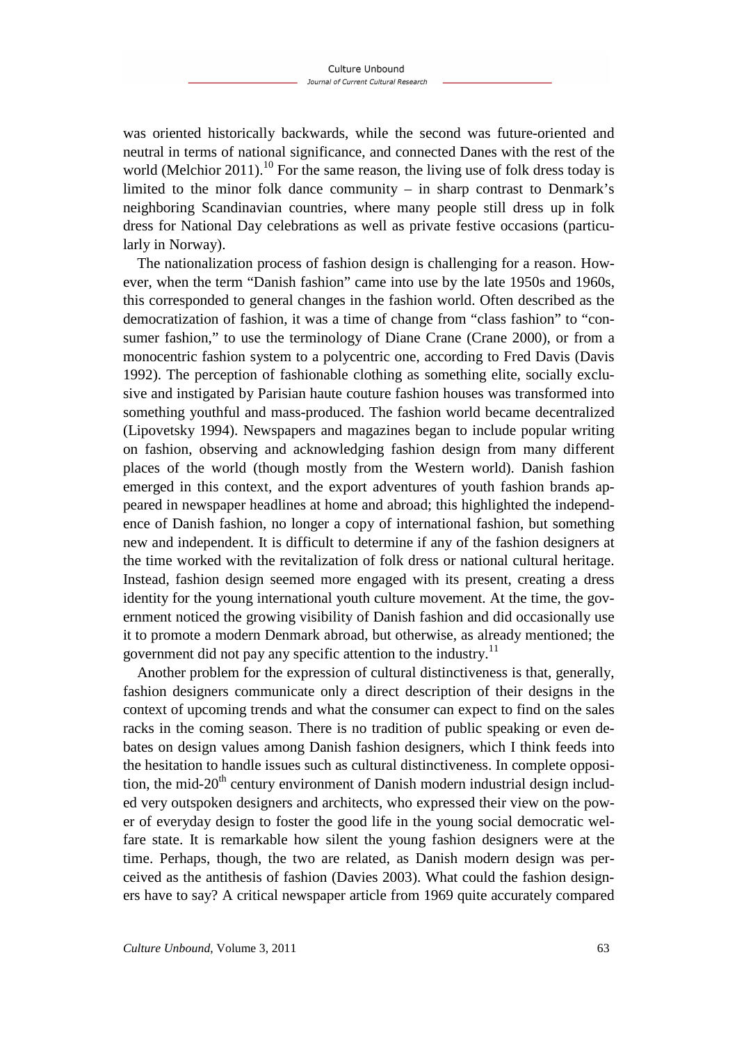was oriented historically backwards, while the second was future-oriented and neutral in terms of national significance, and connected Danes with the rest of the world (Melchior 2011).[10] For the same reason, the living use of folk dress today is limited to the minor folk dance community – in sharp contrast to Denmark's neighboring Scandinavian countries, where many people still dress up in folk dress for National Day celebrations as well as private festive occasions (particularly in Norway).

The nationalization process of fashion design is challenging for a reason. However, when the term "Danish fashion" came into use by the late 1950s and 1960s, this corresponded to general changes in the fashion world. Often described as the democratization of fashion, it was a time of change from "class fashion" to "consumer fashion," to use the terminology of Diane Crane (Crane 2000), or from a monocentric fashion system to a polycentric one, according to Fred Davis (Davis 1992). The perception of fashionable clothing as something elite, socially exclusive and instigated by Parisian haute couture fashion houses was transformed into something youthful and mass-produced. The fashion world became decentralized (Lipovetsky 1994). Newspapers and magazines began to include popular writing on fashion, observing and acknowledging fashion design from many different places of the world (though mostly from the Western world). Danish fashion emerged in this context, and the export adventures of youth fashion brands appeared in newspaper headlines at home and abroad; this highlighted the independence of Danish fashion, no longer a copy of international fashion, but something new and independent. It is difficult to determine if any of the fashion designers at the time worked with the revitalization of folk dress or national cultural heritage. Instead, fashion design seemed more engaged with its present, creating a dress identity for the young international youth culture movement. At the time, the government noticed the growing visibility of Danish fashion and did occasionally use it to promote a modern Denmark abroad, but otherwise, as already mentioned; the government did not pay any specific attention to the industry.[11]

Another problem for the expression of cultural distinctiveness is that, generally, fashion designers communicate only a direct description of their designs in the context of upcoming trends and what the consumer can expect to find on the sales racks in the coming season. There is no tradition of public speaking or even debates on design values among Danish fashion designers, which I think feeds into the hesitation to handle issues such as cultural distinctiveness. In complete opposition, the mid-20th century environment of Danish modern industrial design included very outspoken designers and architects, who expressed their view on the power of everyday design to foster the good life in the young social democratic welfare state. It is remarkable how silent the young fashion designers were at the time. Perhaps, though, the two are related, as Danish modern design was perceived as the antithesis of fashion (Davies 2003). What could the fashion designers have to say? A critical newspaper article from 1969 quite accurately compared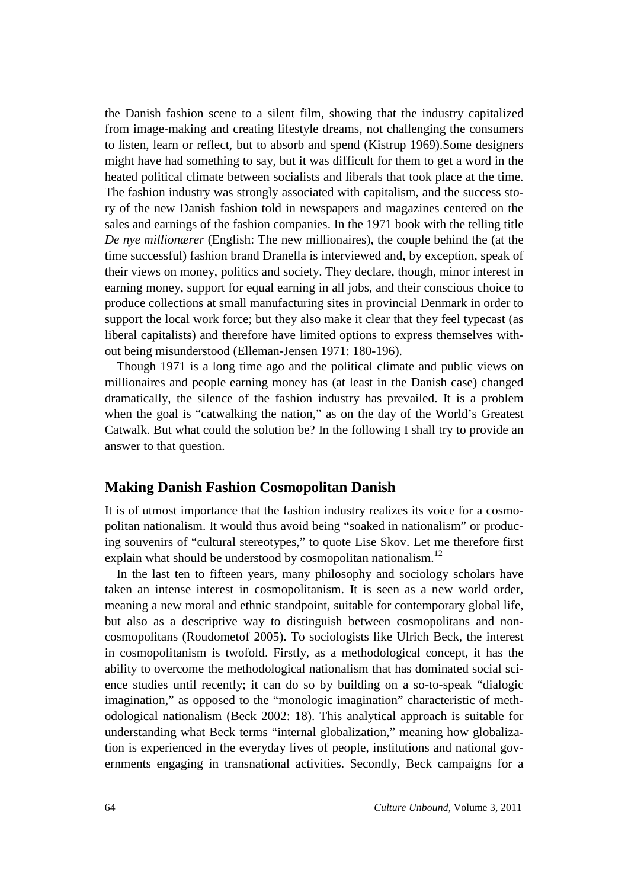the Danish fashion scene to a silent film, showing that the industry capitalized from image-making and creating lifestyle dreams, not challenging the consumers to listen, learn or reflect, but to absorb and spend (Kistrup 1969).Some designers might have had something to say, but it was difficult for them to get a word in the heated political climate between socialists and liberals that took place at the time. The fashion industry was strongly associated with capitalism, and the success story of the new Danish fashion told in newspapers and magazines centered on the sales and earnings of the fashion companies. In the 1971 book with the telling title *De nye millionærer* (English: The new millionaires), the couple behind the (at the time successful) fashion brand Dranella is interviewed and, by exception, speak of their views on money, politics and society. They declare, though, minor interest in earning money, support for equal earning in all jobs, and their conscious choice to produce collections at small manufacturing sites in provincial Denmark in order to support the local work force; but they also make it clear that they feel typecast (as liberal capitalists) and therefore have limited options to express themselves without being misunderstood (Elleman-Jensen 1971: 180-196).

Though 1971 is a long time ago and the political climate and public views on millionaires and people earning money has (at least in the Danish case) changed dramatically, the silence of the fashion industry has prevailed. It is a problem when the goal is "catwalking the nation," as on the day of the World's Greatest Catwalk. But what could the solution be? In the following I shall try to provide an answer to that question.

## Making Danish Fashion Cosmopolitan Danish

It is of utmost importance that the fashion industry realizes its voice for a cosmopolitan nationalism. It would thus avoid being "soaked in nationalism" or producing souvenirs of "cultural stereotypes," to quote Lise Skov. Let me therefore first explain what should be understood by cosmopolitan nationalism.[12]

In the last ten to fifteen years, many philosophy and sociology scholars have taken an intense interest in cosmopolitanism. It is seen as a new world order, meaning a new moral and ethnic standpoint, suitable for contemporary global life, but also as a descriptive way to distinguish between cosmopolitans and non-cosmopolitans (Roudometof 2005). To sociologists like Ulrich Beck, the interest in cosmopolitanism is twofold. Firstly, as a methodological concept, it has the ability to overcome the methodological nationalism that has dominated social science studies until recently; it can do so by building on a so-to-speak "dialogic imagination," as opposed to the "monologic imagination" characteristic of methodological nationalism (Beck 2002: 18). This analytical approach is suitable for understanding what Beck terms "internal globalization," meaning how globalization is experienced in the everyday lives of people, institutions and national governments engaging in transnational activities. Secondly, Beck campaigns for a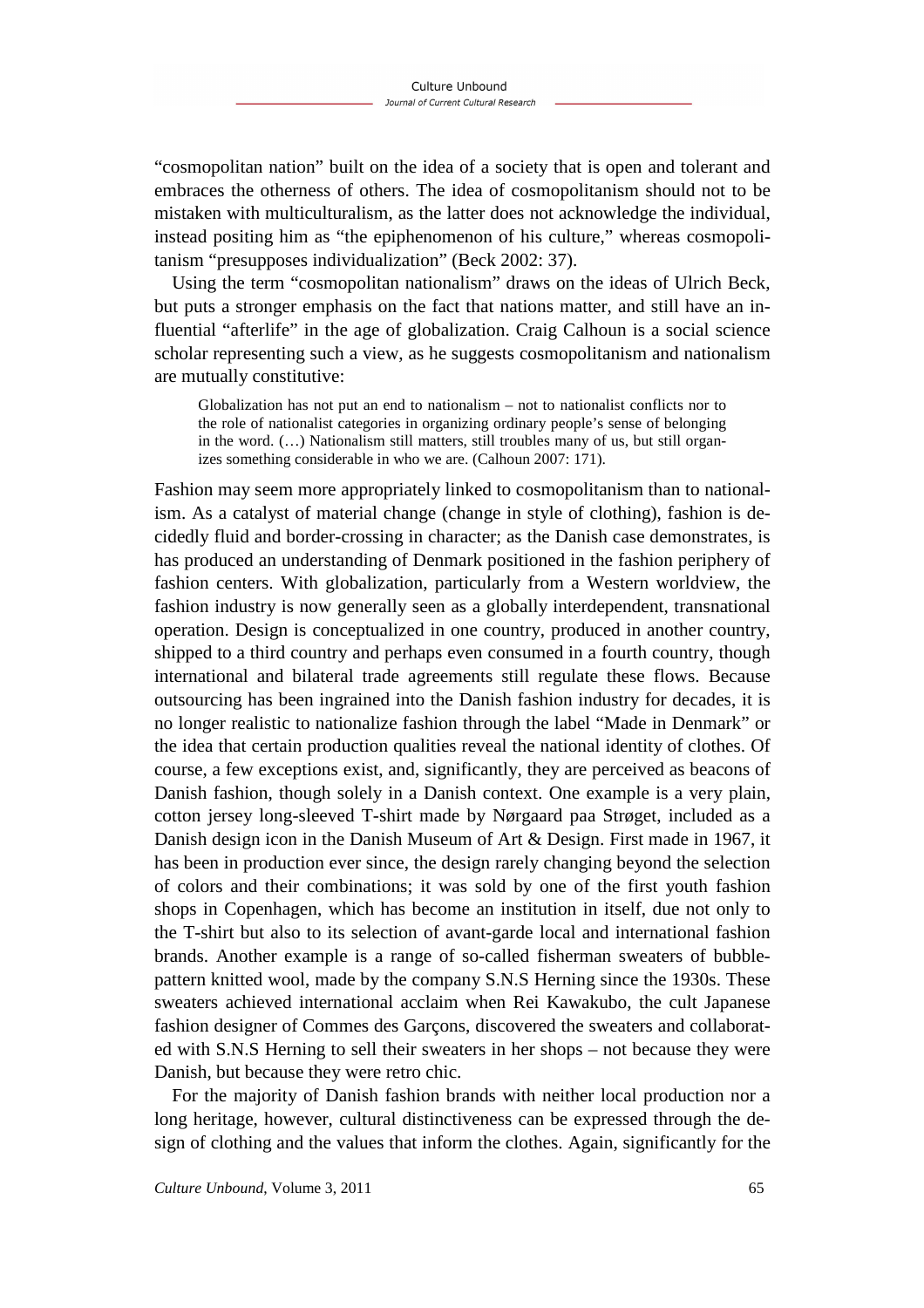"cosmopolitan nation" built on the idea of a society that is open and tolerant and embraces the otherness of others. The idea of cosmopolitanism should not to be mistaken with multiculturalism, as the latter does not acknowledge the individual, instead positing him as "the epiphenomenon of his culture," whereas cosmopolitanism "presupposes individualization" (Beck 2002: 37).

Using the term "cosmopolitan nationalism" draws on the ideas of Ulrich Beck, but puts a stronger emphasis on the fact that nations matter, and still have an influential "afterlife" in the age of globalization. Craig Calhoun is a social science scholar representing such a view, as he suggests cosmopolitanism and nationalism are mutually constitutive:

> Globalization has not put an end to nationalism – not to nationalist conflicts nor to the role of nationalist categories in organizing ordinary people's sense of belonging in the word. (…) Nationalism still matters, still troubles many of us, but still organizes something considerable in who we are. (Calhoun 2007: 171).

Fashion may seem more appropriately linked to cosmopolitanism than to nationalism. As a catalyst of material change (change in style of clothing), fashion is decidedly fluid and border-crossing in character; as the Danish case demonstrates, is has produced an understanding of Denmark positioned in the fashion periphery of fashion centers. With globalization, particularly from a Western worldview, the fashion industry is now generally seen as a globally interdependent, transnational operation. Design is conceptualized in one country, produced in another country, shipped to a third country and perhaps even consumed in a fourth country, though international and bilateral trade agreements still regulate these flows. Because outsourcing has been ingrained into the Danish fashion industry for decades, it is no longer realistic to nationalize fashion through the label "Made in Denmark" or the idea that certain production qualities reveal the national identity of clothes. Of course, a few exceptions exist, and, significantly, they are perceived as beacons of Danish fashion, though solely in a Danish context. One example is a very plain, cotton jersey long-sleeved T-shirt made by Nørgaard paa Strøget, included as a Danish design icon in the Danish Museum of Art & Design. First made in 1967, it has been in production ever since, the design rarely changing beyond the selection of colors and their combinations; it was sold by one of the first youth fashion shops in Copenhagen, which has become an institution in itself, due not only to the T-shirt but also to its selection of avant-garde local and international fashion brands. Another example is a range of so-called fisherman sweaters of bubble-pattern knitted wool, made by the company S.N.S Herning since the 1930s. These sweaters achieved international acclaim when Rei Kawakubo, the cult Japanese fashion designer of Commes des Garçons, discovered the sweaters and collaborated with S.N.S Herning to sell their sweaters in her shops – not because they were Danish, but because they were retro chic.

For the majority of Danish fashion brands with neither local production nor a long heritage, however, cultural distinctiveness can be expressed through the design of clothing and the values that inform the clothes. Again, significantly for the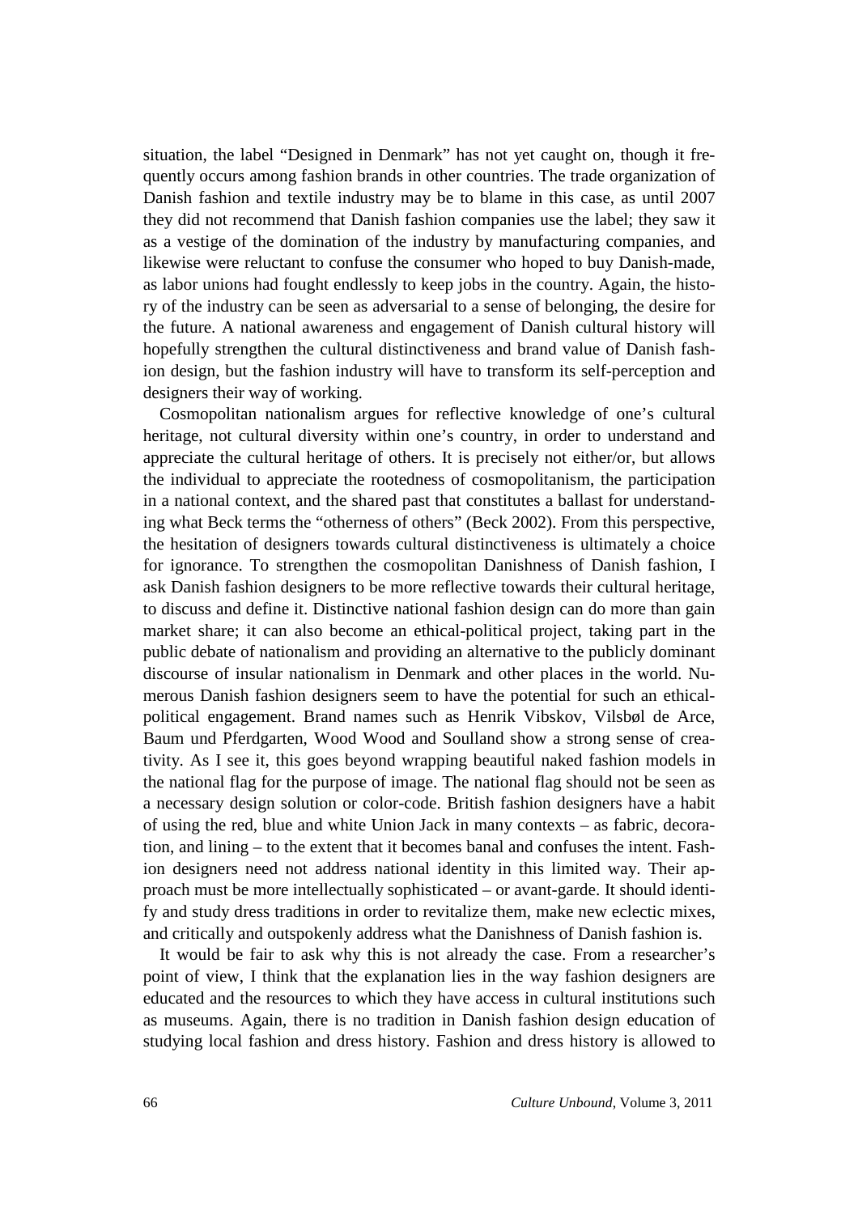situation, the label "Designed in Denmark" has not yet caught on, though it frequently occurs among fashion brands in other countries. The trade organization of Danish fashion and textile industry may be to blame in this case, as until 2007 they did not recommend that Danish fashion companies use the label; they saw it as a vestige of the domination of the industry by manufacturing companies, and likewise were reluctant to confuse the consumer who hoped to buy Danish-made, as labor unions had fought endlessly to keep jobs in the country. Again, the history of the industry can be seen as adversarial to a sense of belonging, the desire for the future. A national awareness and engagement of Danish cultural history will hopefully strengthen the cultural distinctiveness and brand value of Danish fashion design, but the fashion industry will have to transform its self-perception and designers their way of working.

Cosmopolitan nationalism argues for reflective knowledge of one's cultural heritage, not cultural diversity within one's country, in order to understand and appreciate the cultural heritage of others. It is precisely not either/or, but allows the individual to appreciate the rootedness of cosmopolitanism, the participation in a national context, and the shared past that constitutes a ballast for understanding what Beck terms the "otherness of others" (Beck 2002). From this perspective, the hesitation of designers towards cultural distinctiveness is ultimately a choice for ignorance. To strengthen the cosmopolitan Danishness of Danish fashion, I ask Danish fashion designers to be more reflective towards their cultural heritage, to discuss and define it. Distinctive national fashion design can do more than gain market share; it can also become an ethical-political project, taking part in the public debate of nationalism and providing an alternative to the publicly dominant discourse of insular nationalism in Denmark and other places in the world. Numerous Danish fashion designers seem to have the potential for such an ethical-political engagement. Brand names such as Henrik Vibskov, Vilsbøl de Arce, Baum und Pferdgarten, Wood Wood and Soulland show a strong sense of creativity. As I see it, this goes beyond wrapping beautiful naked fashion models in the national flag for the purpose of image. The national flag should not be seen as a necessary design solution or color-code. British fashion designers have a habit of using the red, blue and white Union Jack in many contexts – as fabric, decoration, and lining – to the extent that it becomes banal and confuses the intent. Fashion designers need not address national identity in this limited way. Their approach must be more intellectually sophisticated – or avant-garde. It should identify and study dress traditions in order to revitalize them, make new eclectic mixes, and critically and outspokenly address what the Danishness of Danish fashion is.

It would be fair to ask why this is not already the case. From a researcher's point of view, I think that the explanation lies in the way fashion designers are educated and the resources to which they have access in cultural institutions such as museums. Again, there is no tradition in Danish fashion design education of studying local fashion and dress history. Fashion and dress history is allowed to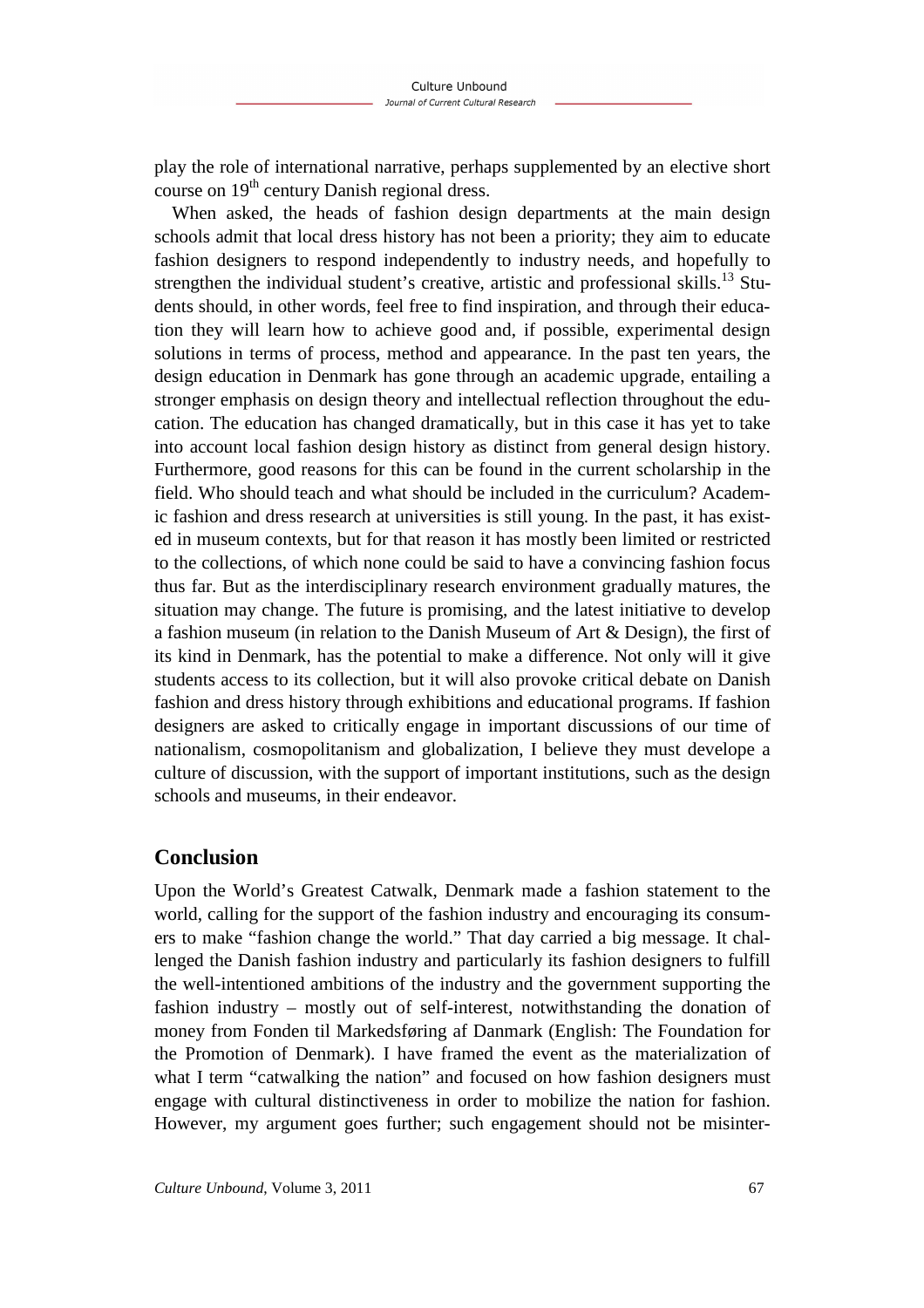play the role of international narrative, perhaps supplemented by an elective short course on 19th century Danish regional dress.

When asked, the heads of fashion design departments at the main design schools admit that local dress history has not been a priority; they aim to educate fashion designers to respond independently to industry needs, and hopefully to strengthen the individual student's creative, artistic and professional skills.[13] Students should, in other words, feel free to find inspiration, and through their education they will learn how to achieve good and, if possible, experimental design solutions in terms of process, method and appearance. In the past ten years, the design education in Denmark has gone through an academic upgrade, entailing a stronger emphasis on design theory and intellectual reflection throughout the education. The education has changed dramatically, but in this case it has yet to take into account local fashion design history as distinct from general design history. Furthermore, good reasons for this can be found in the current scholarship in the field. Who should teach and what should be included in the curriculum? Academic fashion and dress research at universities is still young. In the past, it has existed in museum contexts, but for that reason it has mostly been limited or restricted to the collections, of which none could be said to have a convincing fashion focus thus far. But as the interdisciplinary research environment gradually matures, the situation may change. The future is promising, and the latest initiative to develop a fashion museum (in relation to the Danish Museum of Art & Design), the first of its kind in Denmark, has the potential to make a difference. Not only will it give students access to its collection, but it will also provoke critical debate on Danish fashion and dress history through exhibitions and educational programs. If fashion designers are asked to critically engage in important discussions of our time of nationalism, cosmopolitanism and globalization, I believe they must develope a culture of discussion, with the support of important institutions, such as the design schools and museums, in their endeavor.

## Conclusion

Upon the World's Greatest Catwalk, Denmark made a fashion statement to the world, calling for the support of the fashion industry and encouraging its consumers to make "fashion change the world." That day carried a big message. It challenged the Danish fashion industry and particularly its fashion designers to fulfill the well-intentioned ambitions of the industry and the government supporting the fashion industry – mostly out of self-interest, notwithstanding the donation of money from Fonden til Markedsføring af Danmark (English: The Foundation for the Promotion of Denmark). I have framed the event as the materialization of what I term "catwalking the nation" and focused on how fashion designers must engage with cultural distinctiveness in order to mobilize the nation for fashion. However, my argument goes further; such engagement should not be misinter-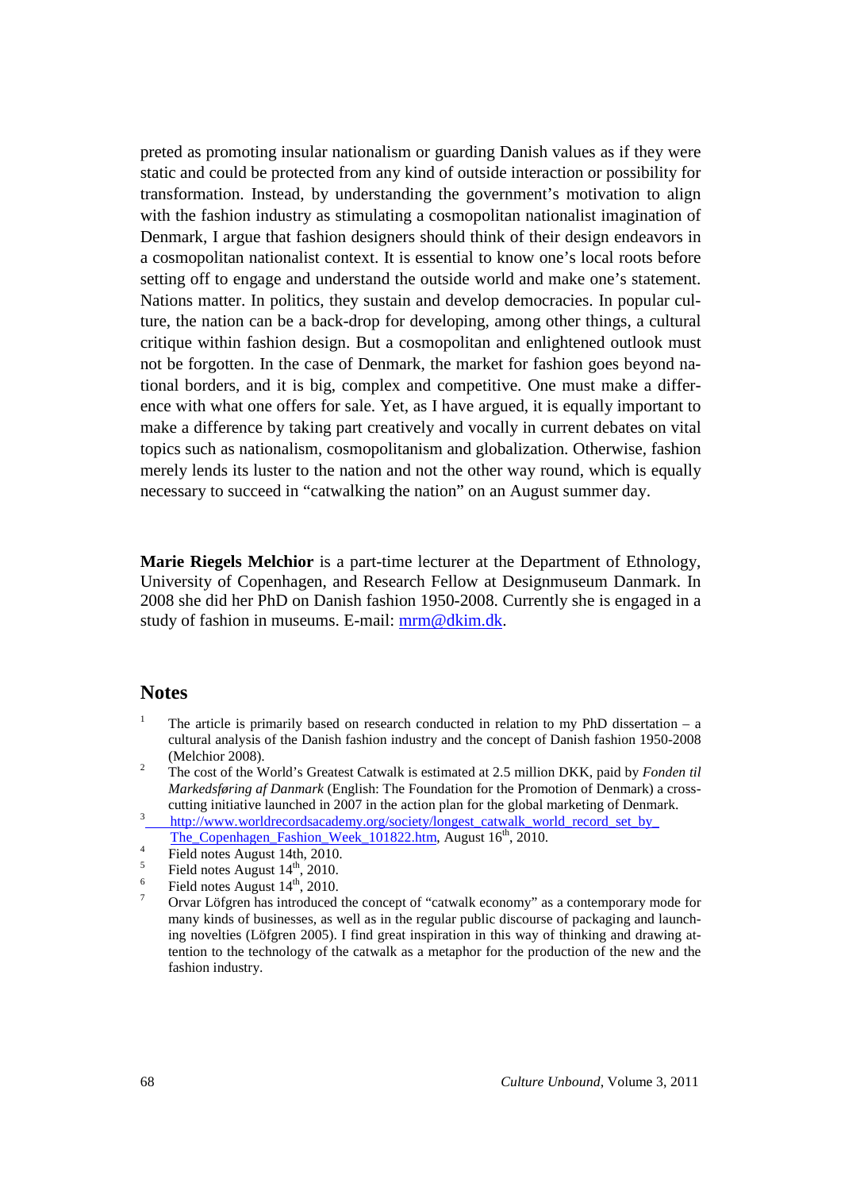preted as promoting insular nationalism or guarding Danish values as if they were static and could be protected from any kind of outside interaction or possibility for transformation. Instead, by understanding the government's motivation to align with the fashion industry as stimulating a cosmopolitan nationalist imagination of Denmark, I argue that fashion designers should think of their design endeavors in a cosmopolitan nationalist context. It is essential to know one's local roots before setting off to engage and understand the outside world and make one's statement. Nations matter. In politics, they sustain and develop democracies. In popular culture, the nation can be a back-drop for developing, among other things, a cultural critique within fashion design. But a cosmopolitan and enlightened outlook must not be forgotten. In the case of Denmark, the market for fashion goes beyond national borders, and it is big, complex and competitive. One must make a difference with what one offers for sale. Yet, as I have argued, it is equally important to make a difference by taking part creatively and vocally in current debates on vital topics such as nationalism, cosmopolitanism and globalization. Otherwise, fashion merely lends its luster to the nation and not the other way round, which is equally necessary to succeed in "catwalking the nation" on an August summer day.

**Marie Riegels Melchior** is a part-time lecturer at the Department of Ethnology, University of Copenhagen, and Research Fellow at Designmuseum Danmark. In 2008 she did her PhD on Danish fashion 1950-2008. Currently she is engaged in a study of fashion in museums. E-mail: mrm@dkim.dk.

## Notes

1. The article is primarily based on research conducted in relation to my PhD dissertation – a cultural analysis of the Danish fashion industry and the concept of Danish fashion 1950-2008 (Melchior 2008).
2. The cost of the World's Greatest Catwalk is estimated at 2.5 million DKK, paid by *Fonden til Markedsføring af Danmark* (English: The Foundation for the Promotion of Denmark) a cross-cutting initiative launched in 2007 in the action plan for the global marketing of Denmark.
3. http://www.worldrecordsacademy.org/society/longest_catwalk_world_record_set_by_The_Copenhagen_Fashion_Week_101822.htm, August 16th, 2010.
4. Field notes August 14th, 2010.
5. Field notes August 14th, 2010.
6. Field notes August 14th, 2010.
7. Orvar Löfgren has introduced the concept of "catwalk economy" as a contemporary mode for many kinds of businesses, as well as in the regular public discourse of packaging and launching novelties (Löfgren 2005). I find great inspiration in this way of thinking and drawing attention to the technology of the catwalk as a metaphor for the production of the new and the fashion industry.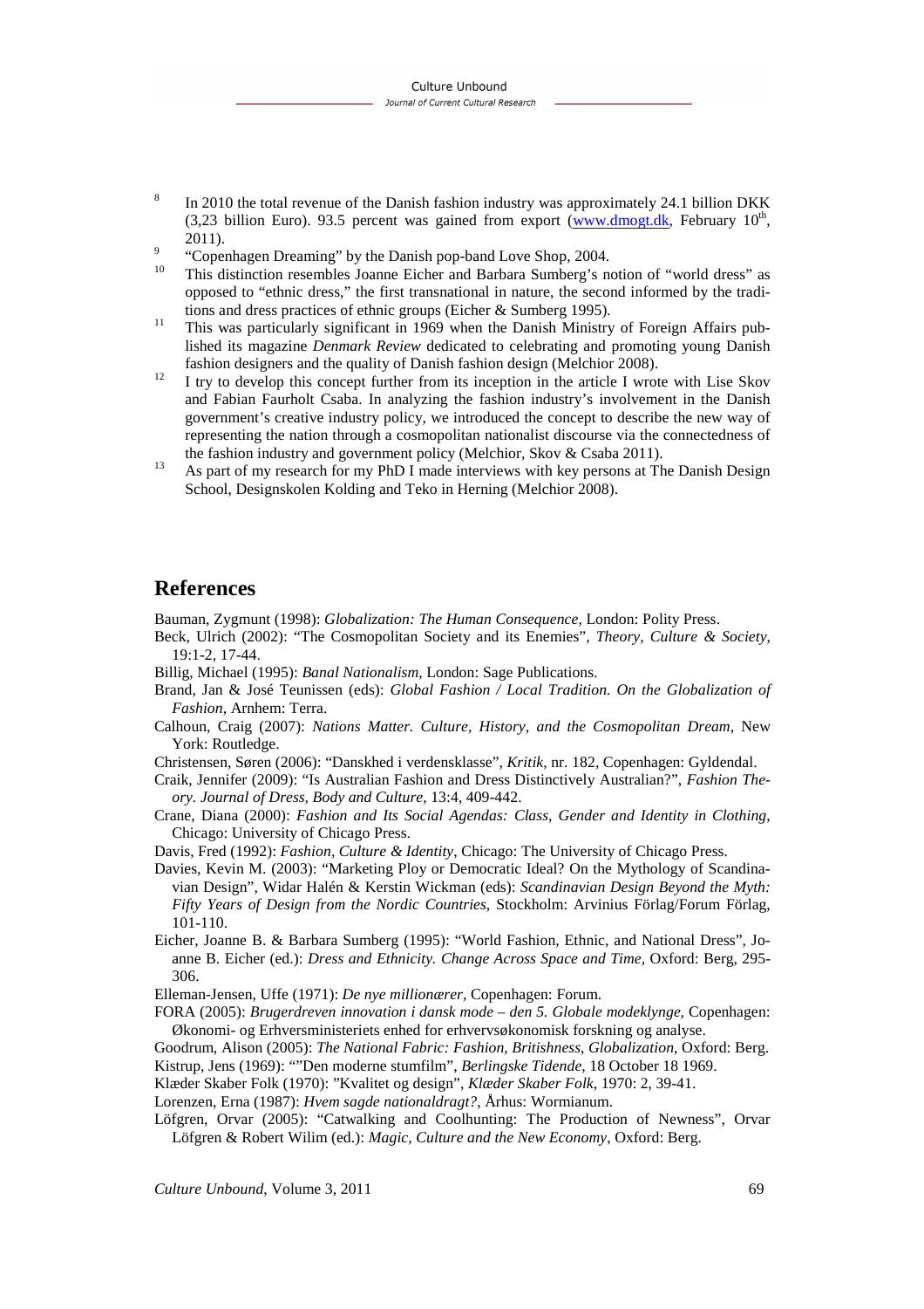[8] In 2010 the total revenue of the Danish fashion industry was approximately 24.1 billion DKK (3,23 billion Euro). 93.5 percent was gained from export (www.dmogt.dk, February 10th, 2011).

[9] "Copenhagen Dreaming" by the Danish pop-band Love Shop, 2004.

[10] This distinction resembles Joanne Eicher and Barbara Sumberg's notion of "world dress" as opposed to "ethnic dress," the first transnational in nature, the second informed by the traditions and dress practices of ethnic groups (Eicher & Sumberg 1995).

[11] This was particularly significant in 1969 when the Danish Ministry of Foreign Affairs published its magazine *Denmark Review* dedicated to celebrating and promoting young Danish fashion designers and the quality of Danish fashion design (Melchior 2008).

[12] I try to develop this concept further from its inception in the article I wrote with Lise Skov and Fabian Faurholt Csaba. In analyzing the fashion industry's involvement in the Danish government's creative industry policy, we introduced the concept to describe the new way of representing the nation through a cosmopolitan nationalist discourse via the connectedness of the fashion industry and government policy (Melchior, Skov & Csaba 2011).

[13] As part of my research for my PhD I made interviews with key persons at The Danish Design School, Designskolen Kolding and Teko in Herning (Melchior 2008).

## References

Bauman, Zygmunt (1998): *Globalization: The Human Consequence*, London: Polity Press.

Beck, Ulrich (2002): "The Cosmopolitan Society and its Enemies", *Theory, Culture & Society*, 19:1-2, 17-44.

Billig, Michael (1995): *Banal Nationalism*, London: Sage Publications.

Brand, Jan & José Teunissen (eds): *Global Fashion / Local Tradition. On the Globalization of Fashion*, Arnhem: Terra.

Calhoun, Craig (2007): *Nations Matter. Culture, History, and the Cosmopolitan Dream*, New York: Routledge.

Christensen, Søren (2006): "Danskhed i verdensklasse", *Kritik*, nr. 182, Copenhagen: Gyldendal.

Craik, Jennifer (2009): "Is Australian Fashion and Dress Distinctively Australian?", *Fashion Theory. Journal of Dress, Body and Culture*, 13:4, 409-442.

Crane, Diana (2000): *Fashion and Its Social Agendas: Class, Gender and Identity in Clothing*, Chicago: University of Chicago Press.

Davis, Fred (1992): *Fashion, Culture & Identity*, Chicago: The University of Chicago Press.

Davies, Kevin M. (2003): "Marketing Ploy or Democratic Ideal? On the Mythology of Scandinavian Design", Widar Halén & Kerstin Wickman (eds): *Scandinavian Design Beyond the Myth: Fifty Years of Design from the Nordic Countries*, Stockholm: Arvinius Förlag/Forum Förlag, 101-110.

Eicher, Joanne B. & Barbara Sumberg (1995): "World Fashion, Ethnic, and National Dress", Joanne B. Eicher (ed.): *Dress and Ethnicity. Change Across Space and Time*, Oxford: Berg, 295-306.

Elleman-Jensen, Uffe (1971): *De nye millionærer*, Copenhagen: Forum.

FORA (2005): *Brugerdreven innovation i dansk mode – den 5. Globale modeklynge*, Copenhagen: Økonomi- og Erhversministeriets enhed for erhvervsøkonomisk forskning og analyse.

Goodrum, Alison (2005): *The National Fabric: Fashion, Britishness, Globalization*, Oxford: Berg.

Kistrup, Jens (1969): ""Den moderne stumfilm", *Berlingske Tidende*, 18 October 18 1969.

Klæder Skaber Folk (1970): "Kvalitet og design", *Klæder Skaber Folk*, 1970: 2, 39-41.

Lorenzen, Erna (1987): *Hvem sagde nationaldragt?*, Århus: Wormianum.

Löfgren, Orvar (2005): "Catwalking and Coolhunting: The Production of Newness", Orvar Löfgren & Robert Wilim (ed.): *Magic, Culture and the New Economy*, Oxford: Berg.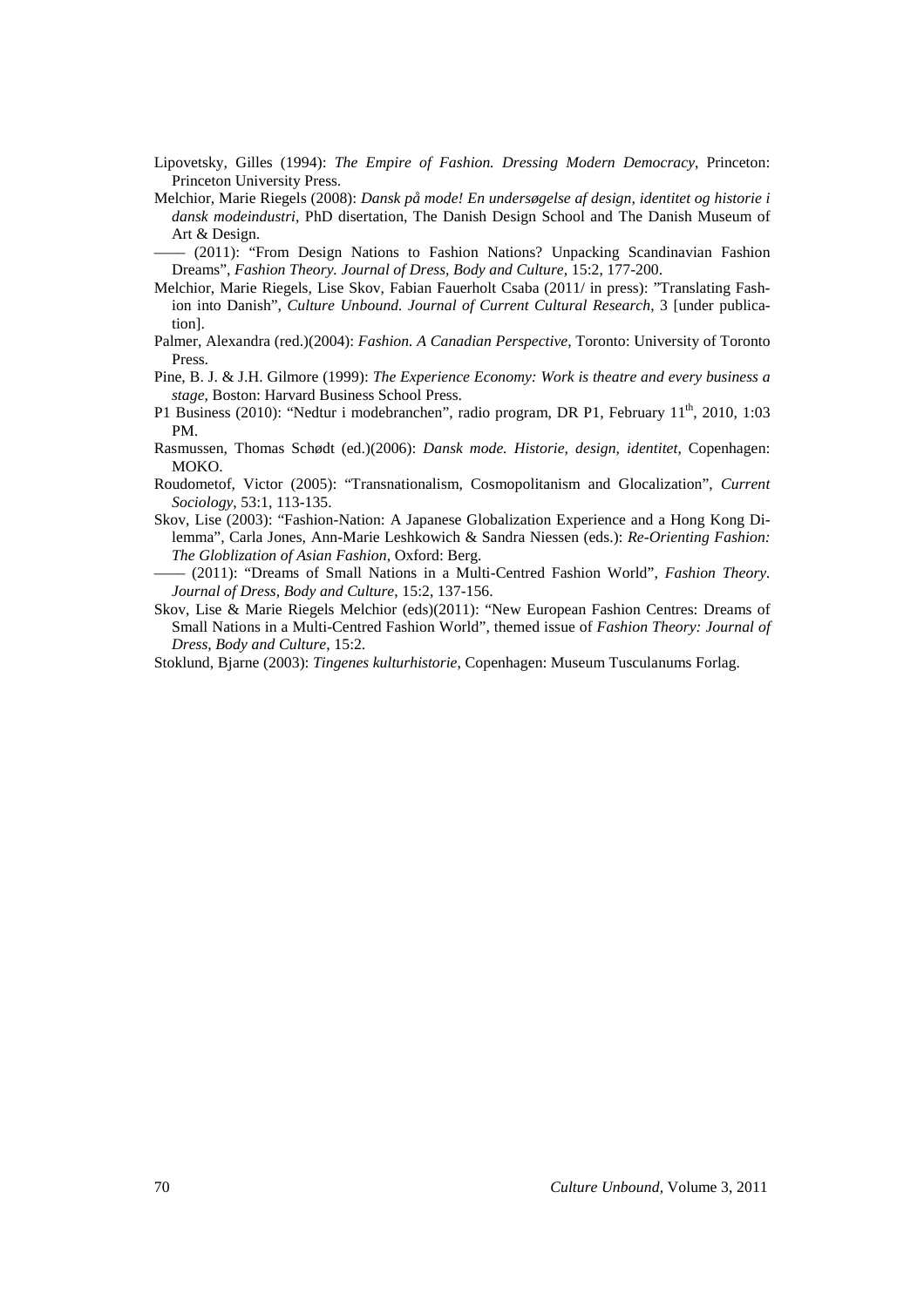Lipovetsky, Gilles (1994): *The Empire of Fashion. Dressing Modern Democracy*, Princeton: Princeton University Press.

Melchior, Marie Riegels (2008): *Dansk på mode! En undersøgelse af design, identitet og historie i dansk modeindustri*, PhD disertation, The Danish Design School and The Danish Museum of Art & Design.

—— (2011): "From Design Nations to Fashion Nations? Unpacking Scandinavian Fashion Dreams", *Fashion Theory. Journal of Dress, Body and Culture*, 15:2, 177-200.

Melchior, Marie Riegels, Lise Skov, Fabian Fauerholt Csaba (2011/ in press): "Translating Fashion into Danish", *Culture Unbound. Journal of Current Cultural Research*, 3 [under publication].

Palmer, Alexandra (red.)(2004): *Fashion. A Canadian Perspective*, Toronto: University of Toronto Press.

Pine, B. J. & J.H. Gilmore (1999): *The Experience Economy: Work is theatre and every business a stage*, Boston: Harvard Business School Press.

P1 Business (2010): "Nedtur i modebranchen", radio program, DR P1, February 11th, 2010, 1:03 PM.

Rasmussen, Thomas Schødt (ed.)(2006): *Dansk mode. Historie, design, identitet*, Copenhagen: MOKO.

Roudometof, Victor (2005): "Transnationalism, Cosmopolitanism and Glocalization", *Current Sociology*, 53:1, 113-135.

Skov, Lise (2003): "Fashion-Nation: A Japanese Globalization Experience and a Hong Kong Dilemma", Carla Jones, Ann-Marie Leshkowich & Sandra Niessen (eds.): *Re-Orienting Fashion: The Globlization of Asian Fashion*, Oxford: Berg.

—— (2011): "Dreams of Small Nations in a Multi-Centred Fashion World", *Fashion Theory. Journal of Dress, Body and Culture*, 15:2, 137-156.

Skov, Lise & Marie Riegels Melchior (eds)(2011): "New European Fashion Centres: Dreams of Small Nations in a Multi-Centred Fashion World", themed issue of *Fashion Theory: Journal of Dress, Body and Culture*, 15:2.

Stoklund, Bjarne (2003): *Tingenes kulturhistorie*, Copenhagen: Museum Tusculanums Forlag.